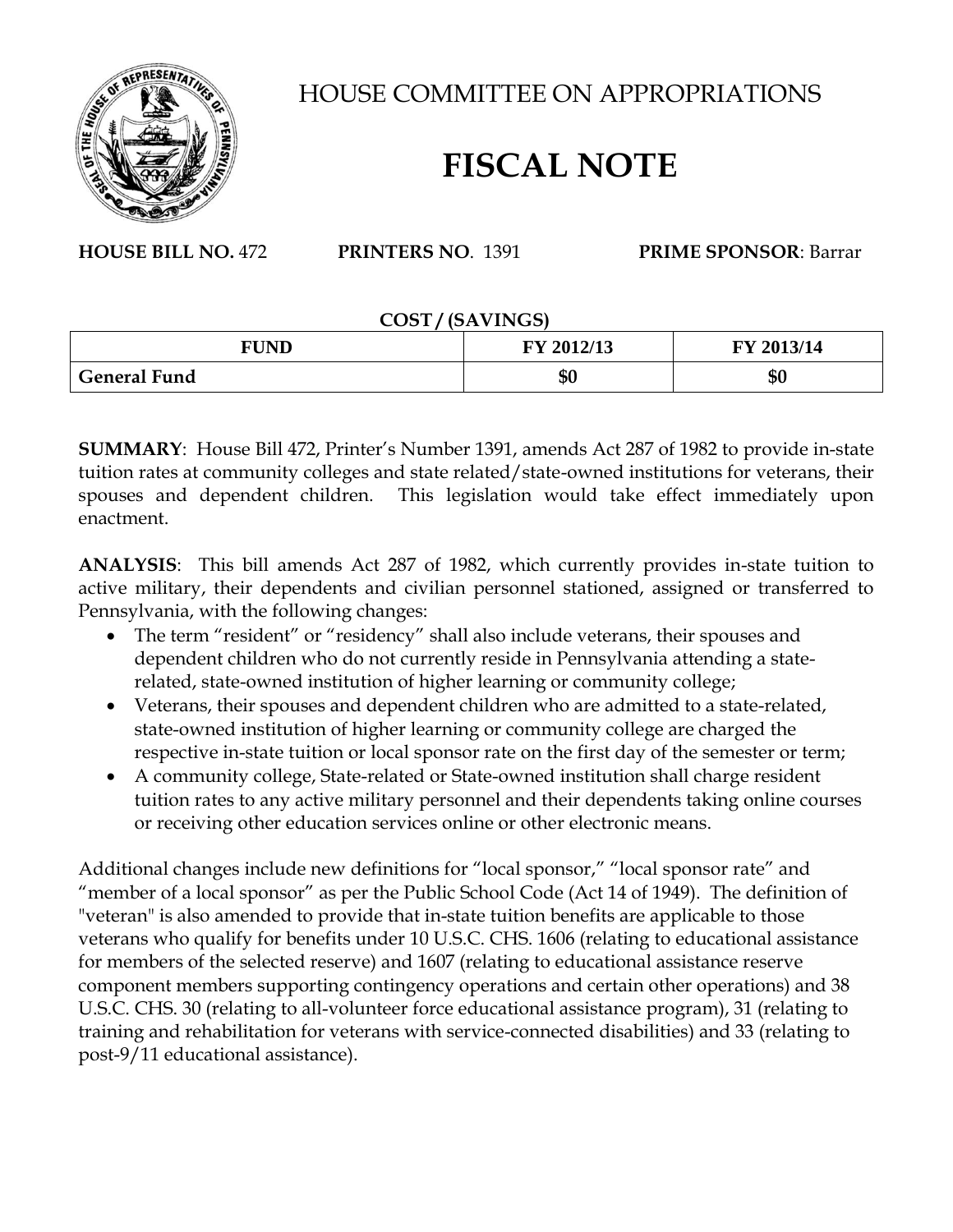# HOUSE COMMITTEE ON APPROPRIATIONS

# FISCAL NOTE

**HOUSE BILL NO.** 472 **PRINTERS NO**. 1391 **PRIME SPONSOR**: Barrar

**COST / (SAVINGS)**

| FUND | FY 2012/13 | FY 2013/14 |
| --- | --- | --- |
| **General Fund** | **$0** | **$0** |

**SUMMARY**: House Bill 472, Printer's Number 1391, amends Act 287 of 1982 to provide in-state tuition rates at community colleges and state related/state-owned institutions for veterans, their spouses and dependent children. This legislation would take effect immediately upon enactment.

**ANALYSIS**: This bill amends Act 287 of 1982, which currently provides in-state tuition to active military, their dependents and civilian personnel stationed, assigned or transferred to Pennsylvania, with the following changes:

- The term "resident" or "residency" shall also include veterans, their spouses and dependent children who do not currently reside in Pennsylvania attending a state-related, state-owned institution of higher learning or community college;
- Veterans, their spouses and dependent children who are admitted to a state-related, state-owned institution of higher learning or community college are charged the respective in-state tuition or local sponsor rate on the first day of the semester or term;
- A community college, State-related or State-owned institution shall charge resident tuition rates to any active military personnel and their dependents taking online courses or receiving other education services online or other electronic means.

Additional changes include new definitions for "local sponsor," "local sponsor rate" and "member of a local sponsor" as per the Public School Code (Act 14 of 1949). The definition of "veteran" is also amended to provide that in-state tuition benefits are applicable to those veterans who qualify for benefits under 10 U.S.C. CHS. 1606 (relating to educational assistance for members of the selected reserve) and 1607 (relating to educational assistance reserve component members supporting contingency operations and certain other operations) and 38 U.S.C. CHS. 30 (relating to all-volunteer force educational assistance program), 31 (relating to training and rehabilitation for veterans with service-connected disabilities) and 33 (relating to post-9/11 educational assistance).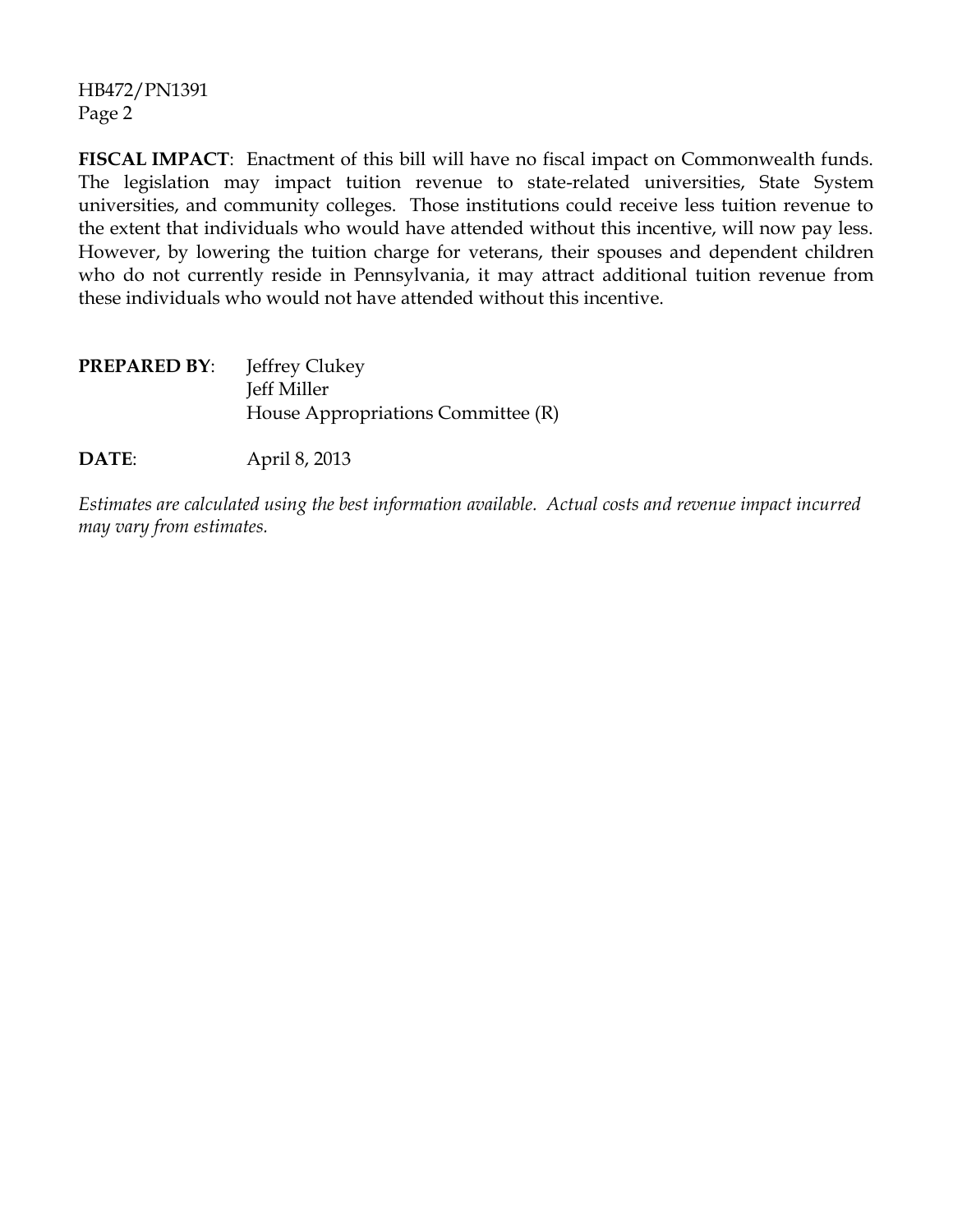**FISCAL IMPACT**: Enactment of this bill will have no fiscal impact on Commonwealth funds. The legislation may impact tuition revenue to state-related universities, State System universities, and community colleges. Those institutions could receive less tuition revenue to the extent that individuals who would have attended without this incentive, will now pay less. However, by lowering the tuition charge for veterans, their spouses and dependent children who do not currently reside in Pennsylvania, it may attract additional tuition revenue from these individuals who would not have attended without this incentive.

**PREPARED BY**: Jeffrey Clukey
Jeff Miller
House Appropriations Committee (R)

**DATE**: April 8, 2013

*Estimates are calculated using the best information available. Actual costs and revenue impact incurred may vary from estimates.*